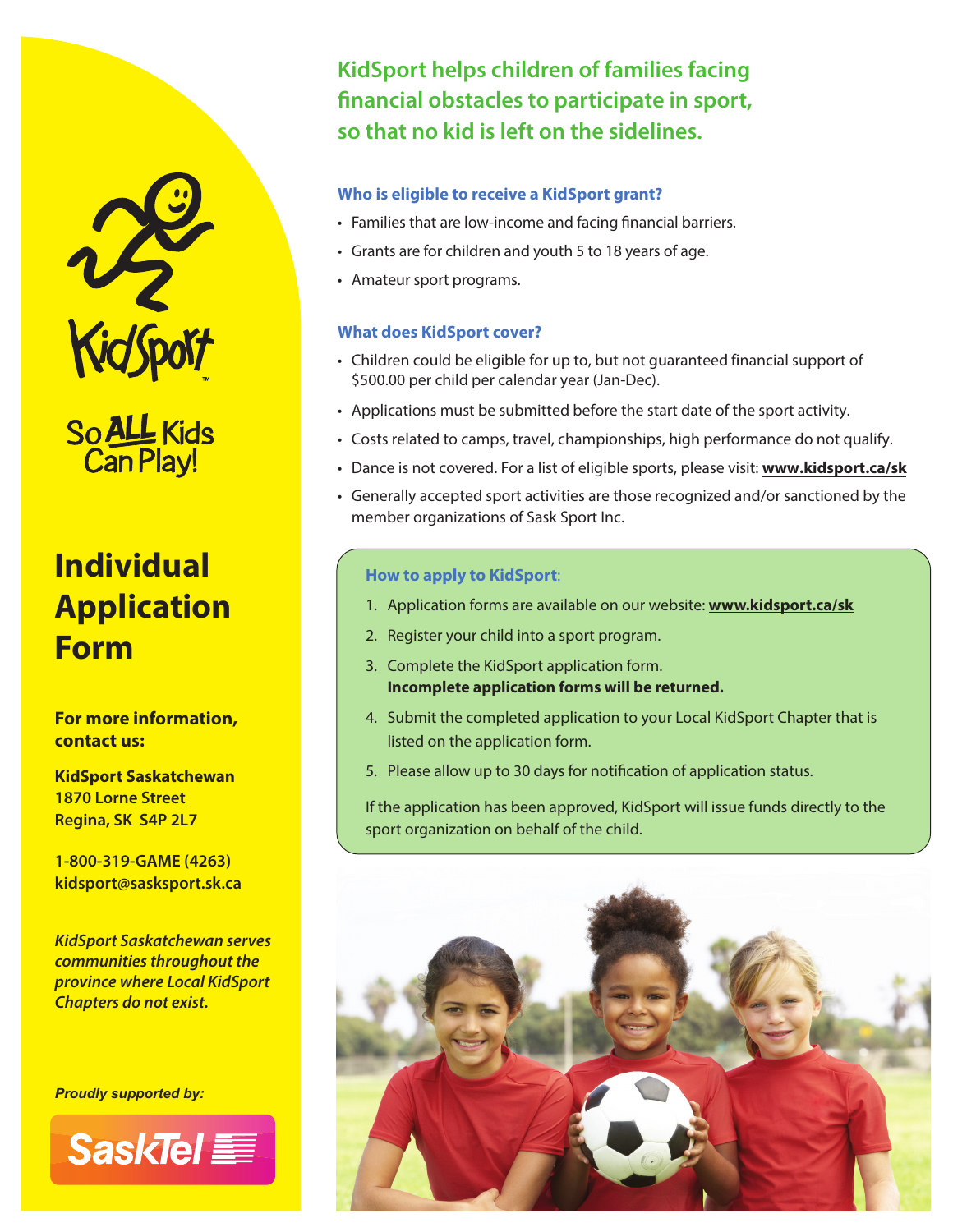KidSport™

So ALL Kids Can Play!

# Individual Application Form

**For more information, contact us:**

**KidSport Saskatchewan**
**1870 Lorne Street**
**Regina, SK S4P 2L7**

**1-800-319-GAME (4263)**
**kidsport@sasksport.sk.ca**

***KidSport Saskatchewan serves communities throughout the province where Local KidSport Chapters do not exist.***

***Proudly supported by:***

SaskTel

## KidSport helps children of families facing financial obstacles to participate in sport, so that no kid is left on the sidelines.

### Who is eligible to receive a KidSport grant?

- Families that are low-income and facing financial barriers.
- Grants are for children and youth 5 to 18 years of age.
- Amateur sport programs.

### What does KidSport cover?

- Children could be eligible for up to, but not guaranteed financial support of $500.00 per child per calendar year (Jan-Dec).
- Applications must be submitted before the start date of the sport activity.
- Costs related to camps, travel, championships, high performance do not qualify.
- Dance is not covered. For a list of eligible sports, please visit: **www.kidsport.ca/sk**
- Generally accepted sport activities are those recognized and/or sanctioned by the member organizations of Sask Sport Inc.

### How to apply to KidSport:

1. Application forms are available on our website: **www.kidsport.ca/sk**
2. Register your child into a sport program.
3. Complete the KidSport application form.
   **Incomplete application forms will be returned.**
4. Submit the completed application to your Local KidSport Chapter that is listed on the application form.
5. Please allow up to 30 days for notification of application status.

If the application has been approved, KidSport will issue funds directly to the sport organization on behalf of the child.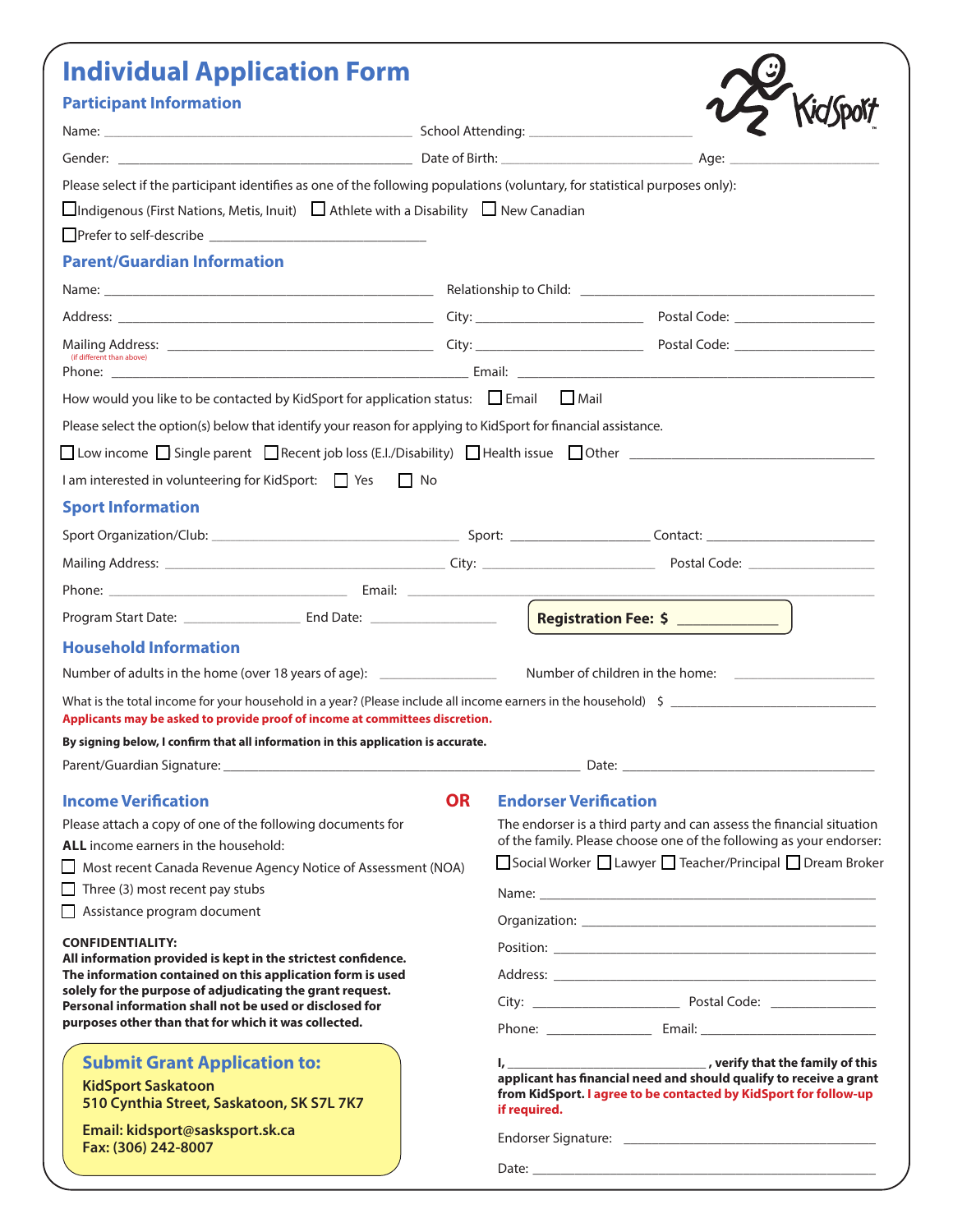# Individual Application Form

## Participant Information

Name: ______________________________ School Attending: ______________________

Gender: ______________________________ Date of Birth: ______________________ Age: ______________

Please select if the participant identifies as one of the following populations (voluntary, for statistical purposes only):

☐ Indigenous (First Nations, Metis, Inuit) ☐ Athlete with a Disability ☐ New Canadian

☐ Prefer to self-describe ______________________

## Parent/Guardian Information

Name: ______________________________ Relationship to Child: ______________________

Address: ______________________________ City: ______________ Postal Code: ______________

Mailing Address: ______________________________ City: ______________ Postal Code: ______________
(if different than above)

Phone: ______________________________ Email: ______________________

How would you like to be contacted by KidSport for application status: ☐ Email ☐ Mail

Please select the option(s) below that identify your reason for applying to KidSport for financial assistance.

☐ Low income ☐ Single parent ☐ Recent job loss (E.I./Disability) ☐ Health issue ☐ Other ______________________

I am interested in volunteering for KidSport: ☐ Yes ☐ No

## Sport Information

Sport Organization/Club: ______________________ Sport: ______________ Contact: ______________

Mailing Address: ______________________ City: ______________ Postal Code: ______________

Phone: ______________________ Email: ______________________

Program Start Date: ______________ End Date: ______________

**Registration Fee: $ ______________**

## Household Information

Number of adults in the home (over 18 years of age): ______________ Number of children in the home: ______________

What is the total income for your household in a year? (Please include all income earners in the household) $ ______________

**Applicants may be asked to provide proof of income at committees discretion.**

**By signing below, I confirm that all information in this application is accurate.**

Parent/Guardian Signature: ______________________________ Date: ______________________

## Income Verification

**OR**

Please attach a copy of one of the following documents for **ALL** income earners in the household:

☐ Most recent Canada Revenue Agency Notice of Assessment (NOA)

☐ Three (3) most recent pay stubs

☐ Assistance program document

**CONFIDENTIALITY:**
**All information provided is kept in the strictest confidence. The information contained on this application form is used solely for the purpose of adjudicating the grant request. Personal information shall not be used or disclosed for purposes other than that for which it was collected.**

## Endorser Verification

The endorser is a third party and can assess the financial situation of the family. Please choose one of the following as your endorser:

☐ Social Worker ☐ Lawyer ☐ Teacher/Principal ☐ Dream Broker

Name: ______________________________

Organization: ______________________________

Position: ______________________________

Address: ______________________________

City: ______________ Postal Code: ______________

Phone: ______________ Email: ______________

**I, ______________________, verify that the family of this applicant has financial need and should qualify to receive a grant from KidSport. I agree to be contacted by KidSport for follow-up if required.**

Endorser Signature: ______________________________

Date: ______________________________

## Submit Grant Application to:

**KidSport Saskatoon**
**510 Cynthia Street, Saskatoon, SK S7L 7K7**

**Email: kidsport@sasksport.sk.ca**
**Fax: (306) 242-8007**